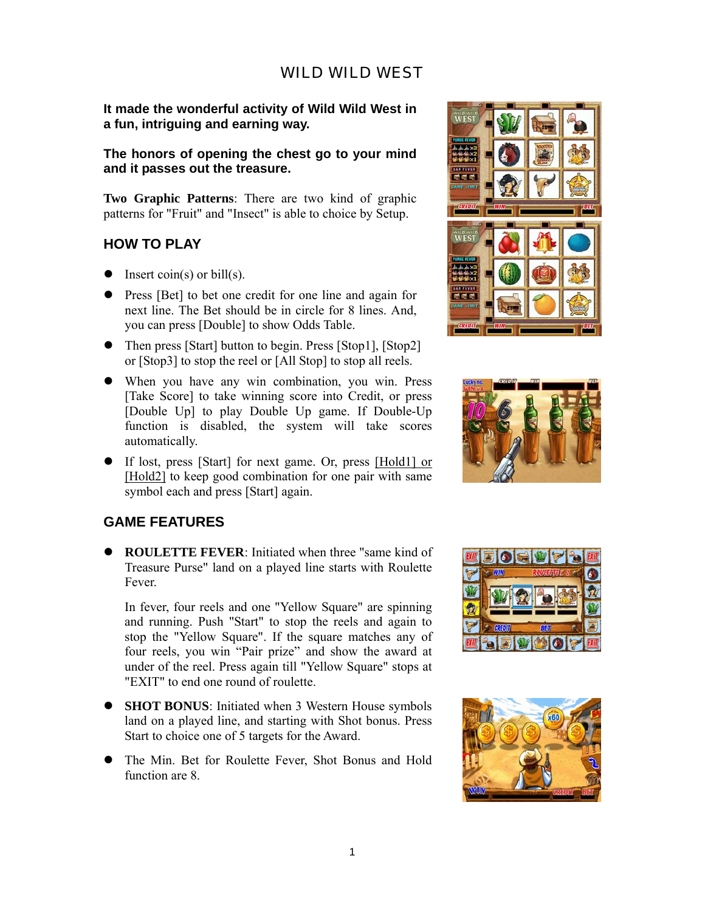# WILD WILD WEST

**It made the wonderful activity of Wild Wild West in a fun, intriguing and earning way.**

**The honors of opening the chest go to your mind and it passes out the treasure.**

**Two Graphic Patterns**: There are two kind of graphic patterns for "Fruit" and "Insect" is able to choice by Setup.

## HOW TO PLAY

- Insert coin(s) or bill(s).
- Press [Bet] to bet one credit for one line and again for next line. The Bet should be in circle for 8 lines. And, you can press [Double] to show Odds Table.
- Then press [Start] button to begin. Press [Stop1], [Stop2] or [Stop3] to stop the reel or [All Stop] to stop all reels.
- When you have any win combination, you win. Press [Take Score] to take winning score into Credit, or press [Double Up] to play Double Up game. If Double-Up function is disabled, the system will take scores automatically.
- If lost, press [Start] for next game. Or, press [Hold1] or [Hold2] to keep good combination for one pair with same symbol each and press [Start] again.

## GAME FEATURES

- **ROULETTE FEVER**: Initiated when three "same kind of Treasure Purse" land on a played line starts with Roulette Fever.

  In fever, four reels and one "Yellow Square" are spinning and running. Push "Start" to stop the reels and again to stop the "Yellow Square". If the square matches any of four reels, you win "Pair prize" and show the award at under of the reel. Press again till "Yellow Square" stops at "EXIT" to end one round of roulette.

- **SHOT BONUS**: Initiated when 3 Western House symbols land on a played line, and starting with Shot bonus. Press Start to choice one of 5 targets for the Award.
- The Min. Bet for Roulette Fever, Shot Bonus and Hold function are 8.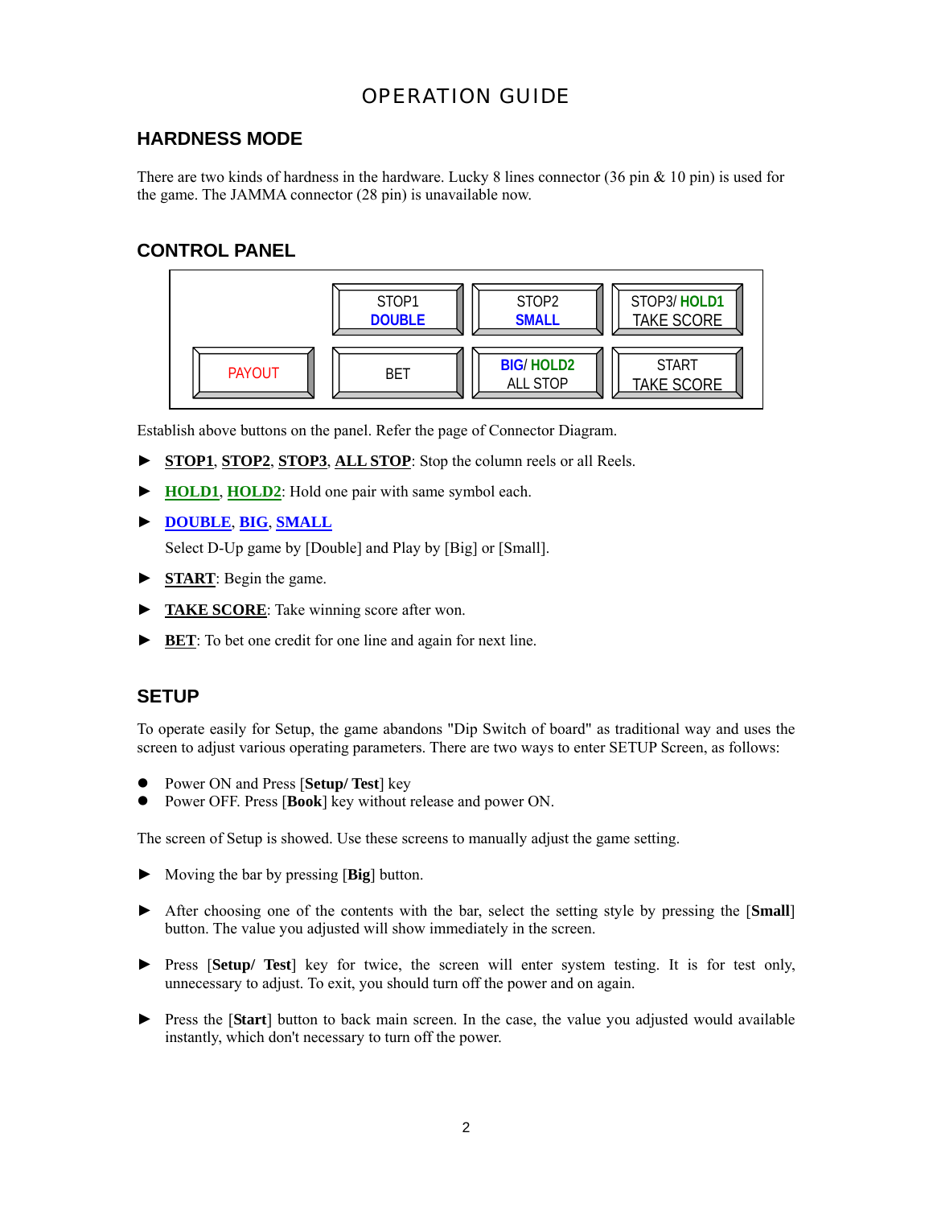# OPERATION GUIDE

## HARDNESS MODE

There are two kinds of hardness in the hardware. Lucky 8 lines connector (36 pin & 10 pin) is used for the game. The JAMMA connector (28 pin) is unavailable now.

## CONTROL PANEL

| | STOP1<br>DOUBLE | STOP2<br>SMALL | STOP3/ HOLD1<br>TAKE SCORE |
|---|---|---|---|
| PAYOUT | BET | BIG/ HOLD2<br>ALL STOP | START<br>TAKE SCORE |

Establish above buttons on the panel. Refer the page of Connector Diagram.

- **STOP1**, **STOP2**, **STOP3**, **ALL STOP**: Stop the column reels or all Reels.
- **HOLD1**, **HOLD2**: Hold one pair with same symbol each.
- **DOUBLE**, **BIG**, **SMALL**
  Select D-Up game by [Double] and Play by [Big] or [Small].
- **START**: Begin the game.
- **TAKE SCORE**: Take winning score after won.
- **BET**: To bet one credit for one line and again for next line.

## SETUP

To operate easily for Setup, the game abandons "Dip Switch of board" as traditional way and uses the screen to adjust various operating parameters. There are two ways to enter SETUP Screen, as follows:

- Power ON and Press [**Setup/ Test**] key
- Power OFF. Press [**Book**] key without release and power ON.

The screen of Setup is showed. Use these screens to manually adjust the game setting.

- Moving the bar by pressing [**Big**] button.
- After choosing one of the contents with the bar, select the setting style by pressing the [**Small**] button. The value you adjusted will show immediately in the screen.
- Press [**Setup/ Test**] key for twice, the screen will enter system testing. It is for test only, unnecessary to adjust. To exit, you should turn off the power and on again.
- Press the [**Start**] button to back main screen. In the case, the value you adjusted would available instantly, which don't necessary to turn off the power.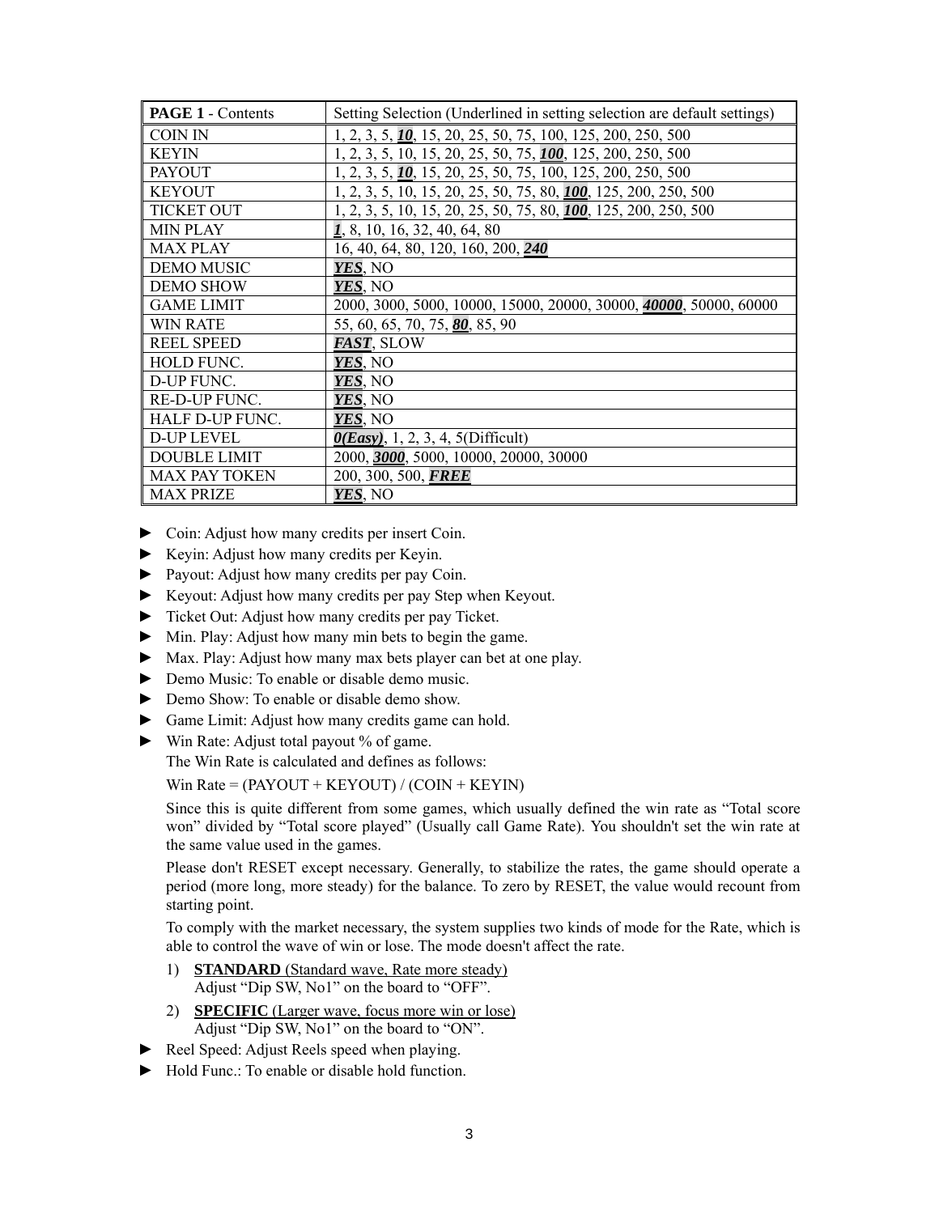| **PAGE 1** - Contents | Setting Selection (Underlined in setting selection are default settings) |
|---|---|
| COIN IN | 1, 2, 3, 5, ***10***, 15, 20, 25, 50, 75, 100, 125, 200, 250, 500 |
| KEYIN | 1, 2, 3, 5, 10, 15, 20, 25, 50, 75, ***100***, 125, 200, 250, 500 |
| PAYOUT | 1, 2, 3, 5, ***10***, 15, 20, 25, 50, 75, 100, 125, 200, 250, 500 |
| KEYOUT | 1, 2, 3, 5, 10, 15, 20, 25, 50, 75, 80, ***100***, 125, 200, 250, 500 |
| TICKET OUT | 1, 2, 3, 5, 10, 15, 20, 25, 50, 75, 80, ***100***, 125, 200, 250, 500 |
| MIN PLAY | ***1***, 8, 10, 16, 32, 40, 64, 80 |
| MAX PLAY | 16, 40, 64, 80, 120, 160, 200, ***240*** |
| DEMO MUSIC | ***YES***, NO |
| DEMO SHOW | ***YES***, NO |
| GAME LIMIT | 2000, 3000, 5000, 10000, 15000, 20000, 30000, ***40000***, 50000, 60000 |
| WIN RATE | 55, 60, 65, 70, 75, ***80***, 85, 90 |
| REEL SPEED | ***FAST***, SLOW |
| HOLD FUNC. | ***YES***, NO |
| D-UP FUNC. | ***YES***, NO |
| RE-D-UP FUNC. | ***YES***, NO |
| HALF D-UP FUNC. | ***YES***, NO |
| D-UP LEVEL | ***0(Easy)***, 1, 2, 3, 4, 5(Difficult) |
| DOUBLE LIMIT | 2000, ***3000***, 5000, 10000, 20000, 30000 |
| MAX PAY TOKEN | 200, 300, 500, ***FREE*** |
| MAX PRIZE | ***YES***, NO |

- Coin: Adjust how many credits per insert Coin.
- Keyin: Adjust how many credits per Keyin.
- Payout: Adjust how many credits per pay Coin.
- Keyout: Adjust how many credits per pay Step when Keyout.
- Ticket Out: Adjust how many credits per pay Ticket.
- Min. Play: Adjust how many min bets to begin the game.
- Max. Play: Adjust how many max bets player can bet at one play.
- Demo Music: To enable or disable demo music.
- Demo Show: To enable or disable demo show.
- Game Limit: Adjust how many credits game can hold.
- Win Rate: Adjust total payout % of game.

  The Win Rate is calculated and defines as follows:

  Win Rate = (PAYOUT + KEYOUT) / (COIN + KEYIN)

  Since this is quite different from some games, which usually defined the win rate as "Total score won" divided by "Total score played" (Usually call Game Rate). You shouldn't set the win rate at the same value used in the games.

  Please don't RESET except necessary. Generally, to stabilize the rates, the game should operate a period (more long, more steady) for the balance. To zero by RESET, the value would recount from starting point.

  To comply with the market necessary, the system supplies two kinds of mode for the Rate, which is able to control the wave of win or lose. The mode doesn't affect the rate.

  1) **STANDARD** (Standard wave, Rate more steady)
     Adjust "Dip SW, No1" on the board to "OFF".
  2) **SPECIFIC** (Larger wave, focus more win or lose)
     Adjust "Dip SW, No1" on the board to "ON".
- Reel Speed: Adjust Reels speed when playing.
- Hold Func.: To enable or disable hold function.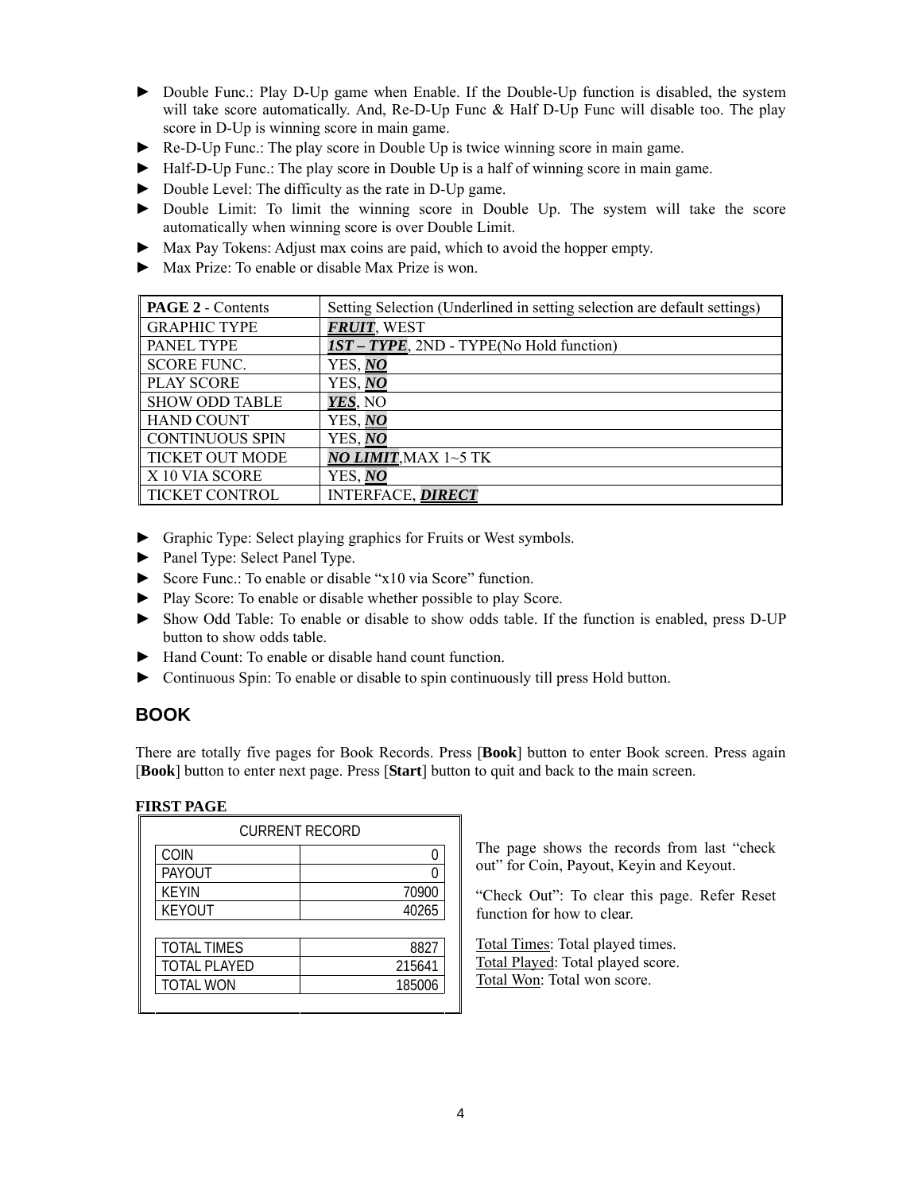- ► Double Func.: Play D-Up game when Enable. If the Double-Up function is disabled, the system will take score automatically. And, Re-D-Up Func & Half D-Up Func will disable too. The play score in D-Up is winning score in main game.
- ► Re-D-Up Func.: The play score in Double Up is twice winning score in main game.
- ► Half-D-Up Func.: The play score in Double Up is a half of winning score in main game.
- ► Double Level: The difficulty as the rate in D-Up game.
- ► Double Limit: To limit the winning score in Double Up. The system will take the score automatically when winning score is over Double Limit.
- ► Max Pay Tokens: Adjust max coins are paid, which to avoid the hopper empty.
- ► Max Prize: To enable or disable Max Prize is won.

| **PAGE 2** - Contents | Setting Selection (Underlined in setting selection are default settings) |
|---|---|
| GRAPHIC TYPE | ***FRUIT***, WEST |
| PANEL TYPE | ***1ST – TYPE***, 2ND - TYPE(No Hold function) |
| SCORE FUNC. | YES, ***NO*** |
| PLAY SCORE | YES, ***NO*** |
| SHOW ODD TABLE | ***YES***, NO |
| HAND COUNT | YES, ***NO*** |
| CONTINUOUS SPIN | YES, ***NO*** |
| TICKET OUT MODE | ***NO LIMIT***,MAX 1~5 TK |
| X 10 VIA SCORE | YES, ***NO*** |
| TICKET CONTROL | INTERFACE, ***DIRECT*** |

- ► Graphic Type: Select playing graphics for Fruits or West symbols.
- ► Panel Type: Select Panel Type.
- ► Score Func.: To enable or disable "x10 via Score" function.
- ► Play Score: To enable or disable whether possible to play Score.
- ► Show Odd Table: To enable or disable to show odds table. If the function is enabled, press D-UP button to show odds table.
- ► Hand Count: To enable or disable hand count function.
- ► Continuous Spin: To enable or disable to spin continuously till press Hold button.

## BOOK

There are totally five pages for Book Records. Press [**Book**] button to enter Book screen. Press again [**Book**] button to enter next page. Press [**Start**] button to quit and back to the main screen.

**FIRST PAGE**

| CURRENT RECORD | |
|---|---|
| COIN | 0 |
| PAYOUT | 0 |
| KEYIN | 70900 |
| KEYOUT | 40265 |
| | |
| TOTAL TIMES | 8827 |
| TOTAL PLAYED | 215641 |
| TOTAL WON | 185006 |

The page shows the records from last "check out" for Coin, Payout, Keyin and Keyout.

"Check Out": To clear this page. Refer Reset function for how to clear.

Total Times: Total played times.
Total Played: Total played score.
Total Won: Total won score.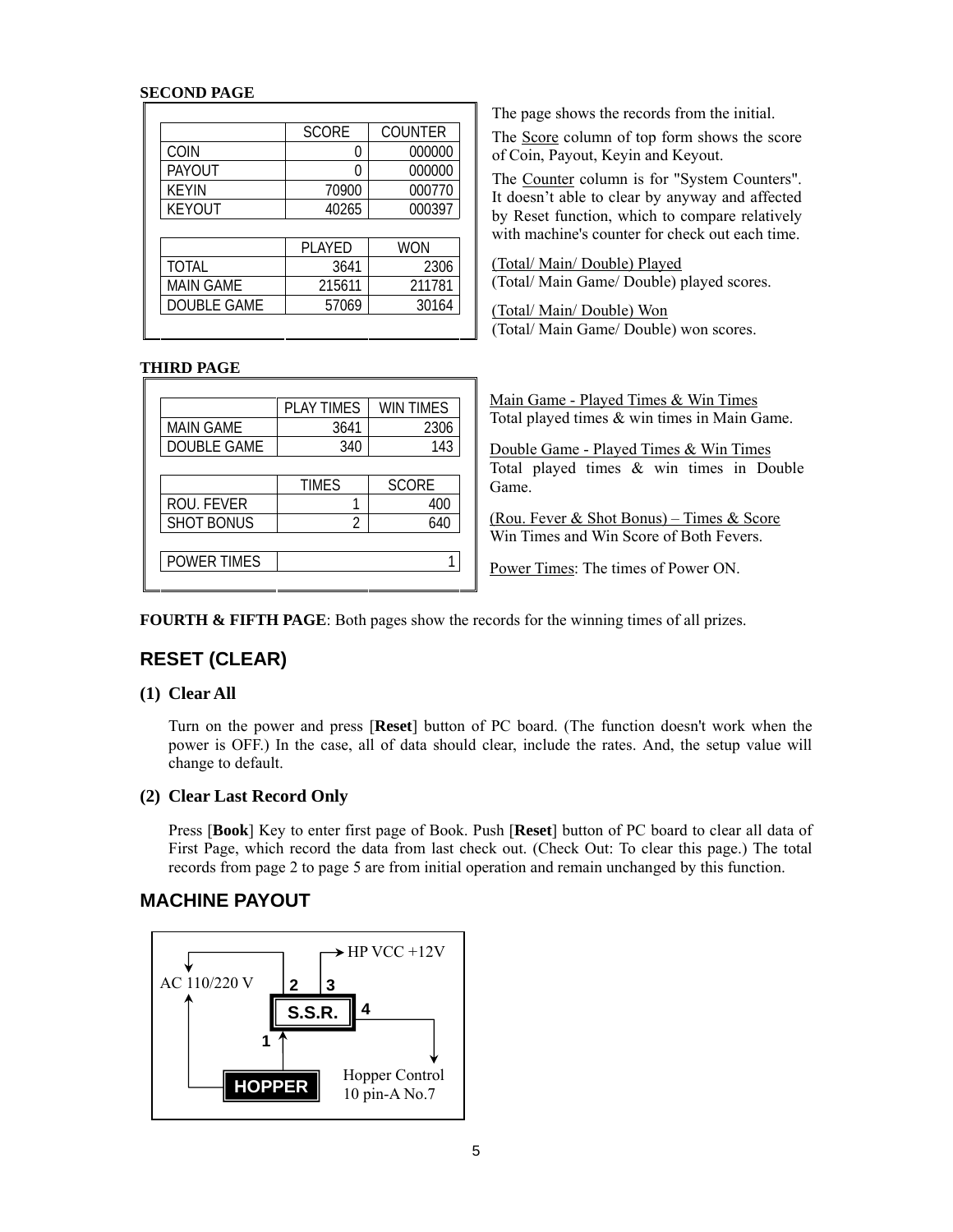**SECOND PAGE**

| | SCORE | COUNTER |
|---|---|---|
| COIN | 0 | 000000 |
| PAYOUT | 0 | 000000 |
| KEYIN | 70900 | 000770 |
| KEYOUT | 40265 | 000397 |

| | PLAYED | WON |
|---|---|---|
| TOTAL | 3641 | 2306 |
| MAIN GAME | 215611 | 211781 |
| DOUBLE GAME | 57069 | 30164 |

The page shows the records from the initial.

The Score column of top form shows the score of Coin, Payout, Keyin and Keyout.

The Counter column is for "System Counters". It doesn't able to clear by anyway and affected by Reset function, which to compare relatively with machine's counter for check out each time.

(Total/ Main/ Double) Played
(Total/ Main Game/ Double) played scores.

(Total/ Main/ Double) Won
(Total/ Main Game/ Double) won scores.

**THIRD PAGE**

| | PLAY TIMES | WIN TIMES |
|---|---|---|
| MAIN GAME | 3641 | 2306 |
| DOUBLE GAME | 340 | 143 |

| | TIMES | SCORE |
|---|---|---|
| ROU. FEVER | 1 | 400 |
| SHOT BONUS | 2 | 640 |

| POWER TIMES | 1 |
|---|---|

Main Game - Played Times & Win Times
Total played times & win times in Main Game.

Double Game - Played Times & Win Times
Total played times & win times in Double Game.

(Rou. Fever & Shot Bonus) – Times & Score
Win Times and Win Score of Both Fevers.

Power Times: The times of Power ON.

**FOURTH & FIFTH PAGE**: Both pages show the records for the winning times of all prizes.

## RESET (CLEAR)

### (1) Clear All

Turn on the power and press [**Reset**] button of PC board. (The function doesn't work when the power is OFF.) In the case, all of data should clear, include the rates. And, the setup value will change to default.

### (2) Clear Last Record Only

Press [**Book**] Key to enter first page of Book. Push [**Reset**] button of PC board to clear all data of First Page, which record the data from last check out. (Check Out: To clear this page.) The total records from page 2 to page 5 are from initial operation and remain unchanged by this function.

## MACHINE PAYOUT

AC 110/220 V — 2 — S.S.R. — 3 → HP VCC +12V

HOPPER → 1 → S.S.R. — 4 → Hopper Control 10 pin-A No.7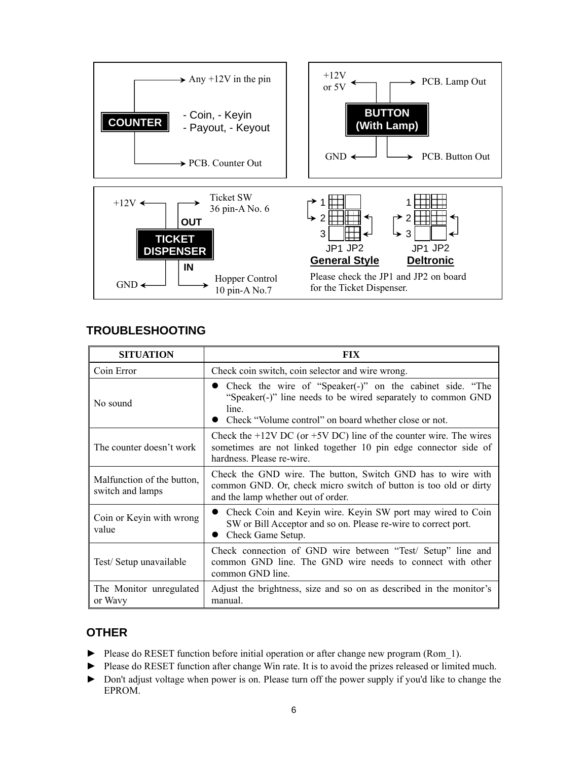COUNTER

- Any +12V in the pin
- PCB. Counter Out

- Coin, - Keyin
- Payout, - Keyout

BUTTON (With Lamp)

- +12V or 5V
- PCB. Lamp Out
- GND
- PCB. Button Out

TICKET DISPENSER

- +12V
- OUT: Ticket SW 36 pin-A No. 6
- IN: Hopper Control 10 pin-A No.7
- GND

JP1 JP2 — **General Style** | JP1 JP2 — **Deltronic**

Please check the JP1 and JP2 on board for the Ticket Dispenser.

## TROUBLESHOOTING

| SITUATION | FIX |
|---|---|
| Coin Error | Check coin switch, coin selector and wire wrong. |
| No sound | ● Check the wire of "Speaker(-)" on the cabinet side. "The "Speaker(-)" line needs to be wired separately to common GND line.<br>● Check "Volume control" on board whether close or not. |
| The counter doesn't work | Check the +12V DC (or +5V DC) line of the counter wire. The wires sometimes are not linked together 10 pin edge connector side of hardness. Please re-wire. |
| Malfunction of the button, switch and lamps | Check the GND wire. The button, Switch GND has to wire with common GND. Or, check micro switch of button is too old or dirty and the lamp whether out of order. |
| Coin or Keyin with wrong value | ● Check Coin and Keyin wire. Keyin SW port may wired to Coin SW or Bill Acceptor and so on. Please re-wire to correct port.<br>● Check Game Setup. |
| Test/ Setup unavailable | Check connection of GND wire between "Test/ Setup" line and common GND line. The GND wire needs to connect with other common GND line. |
| The Monitor unregulated or Wavy | Adjust the brightness, size and so on as described in the monitor's manual. |

## OTHER

- ► Please do RESET function before initial operation or after change new program (Rom_1).
- ► Please do RESET function after change Win rate. It is to avoid the prizes released or limited much.
- ► Don't adjust voltage when power is on. Please turn off the power supply if you'd like to change the EPROM.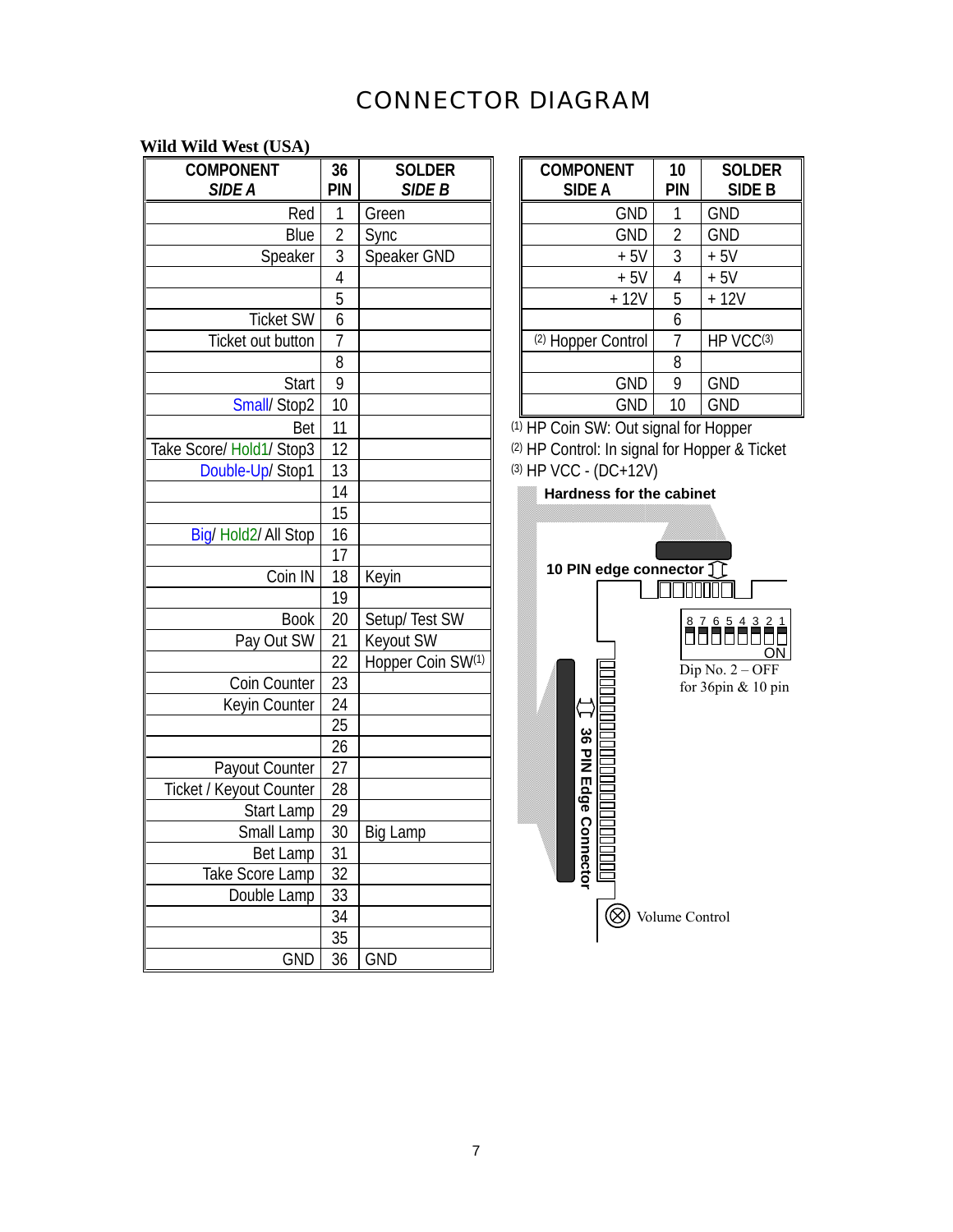# CONNECTOR DIAGRAM

**Wild Wild West (USA)**

| COMPONENT *SIDE A* | 36 PIN | SOLDER *SIDE B* |
|---|---|---|
| Red | 1 | Green |
| Blue | 2 | Sync |
| Speaker | 3 | Speaker GND |
| | 4 | |
| | 5 | |
| Ticket SW | 6 | |
| Ticket out button | 7 | |
| | 8 | |
| Start | 9 | |
| Small/ Stop2 | 10 | |
| Bet | 11 | |
| Take Score/ Hold1/ Stop3 | 12 | |
| Double-Up/ Stop1 | 13 | |
| | 14 | |
| | 15 | |
| Big/ Hold2/ All Stop | 16 | |
| | 17 | |
| Coin IN | 18 | Keyin |
| | 19 | |
| Book | 20 | Setup/ Test SW |
| Pay Out SW | 21 | Keyout SW |
| | 22 | Hopper Coin SW[1] |
| Coin Counter | 23 | |
| Keyin Counter | 24 | |
| | 25 | |
| | 26 | |
| Payout Counter | 27 | |
| Ticket / Keyout Counter | 28 | |
| Start Lamp | 29 | |
| Small Lamp | 30 | Big Lamp |
| Bet Lamp | 31 | |
| Take Score Lamp | 32 | |
| Double Lamp | 33 | |
| | 34 | |
| | 35 | |
| GND | 36 | GND |

| COMPONENT SIDE A | 10 PIN | SOLDER SIDE B |
|---|---|---|
| GND | 1 | GND |
| GND | 2 | GND |
| + 5V | 3 | + 5V |
| + 5V | 4 | + 5V |
| + 12V | 5 | + 12V |
| | 6 | |
| [2] Hopper Control | 7 | HP VCC[3] |
| | 8 | |
| GND | 9 | GND |
| GND | 10 | GND |

[1] HP Coin SW: Out signal for Hopper

[2] HP Control: In signal for Hopper & Ticket

[3] HP VCC - (DC+12V)

Hardness for the cabinet

10 PIN edge connector

8 7 6 5 4 3 2 1

ON

Dip No. 2 – OFF for 36pin & 10 pin

36 PIN Edge Connector

Volume Control